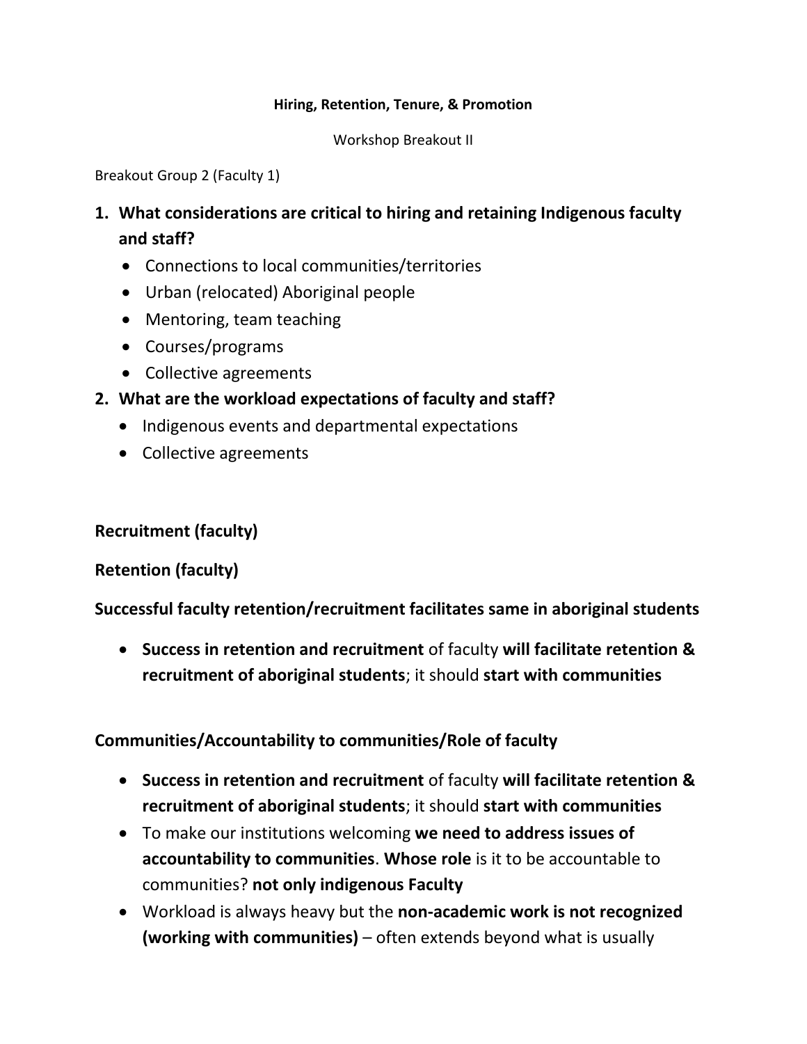**Hiring, Retention, Tenure, & Promotion**

Workshop Breakout II

Breakout Group 2 (Faculty 1)

1. **What considerations are critical to hiring and retaining Indigenous faculty and staff?**
   - Connections to local communities/territories
   - Urban (relocated) Aboriginal people
   - Mentoring, team teaching
   - Courses/programs
   - Collective agreements
2. **What are the workload expectations of faculty and staff?**
   - Indigenous events and departmental expectations
   - Collective agreements

**Recruitment (faculty)**

**Retention (faculty)**

**Successful faculty retention/recruitment facilitates same in aboriginal students**

- **Success in retention and recruitment** of faculty **will facilitate retention & recruitment of aboriginal students**; it should **start with communities**

**Communities/Accountability to communities/Role of faculty**

- **Success in retention and recruitment** of faculty **will facilitate retention & recruitment of aboriginal students**; it should **start with communities**
- To make our institutions welcoming **we need to address issues of accountability to communities**. **Whose role** is it to be accountable to communities? **not only indigenous Faculty**
- Workload is always heavy but the **non-academic work is not recognized (working with communities)** – often extends beyond what is usually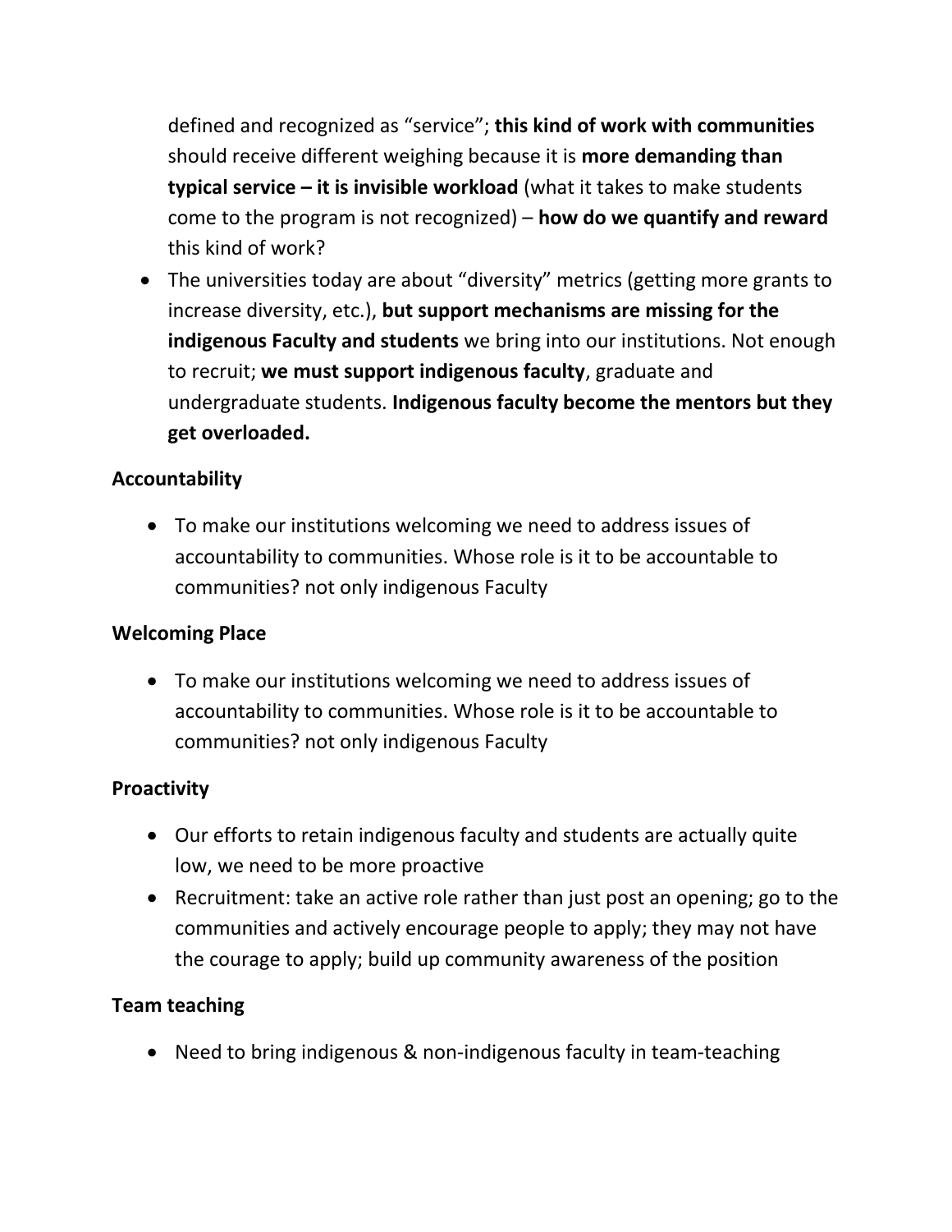defined and recognized as "service"; **this kind of work with communities** should receive different weighing because it is **more demanding than typical service – it is invisible workload** (what it takes to make students come to the program is not recognized) – **how do we quantify and reward** this kind of work?

- The universities today are about "diversity" metrics (getting more grants to increase diversity, etc.), **but support mechanisms are missing for the indigenous Faculty and students** we bring into our institutions. Not enough to recruit; **we must support indigenous faculty**, graduate and undergraduate students. **Indigenous faculty become the mentors but they get overloaded.**

**Accountability**

- To make our institutions welcoming we need to address issues of accountability to communities. Whose role is it to be accountable to communities? not only indigenous Faculty

**Welcoming Place**

- To make our institutions welcoming we need to address issues of accountability to communities. Whose role is it to be accountable to communities? not only indigenous Faculty

**Proactivity**

- Our efforts to retain indigenous faculty and students are actually quite low, we need to be more proactive
- Recruitment: take an active role rather than just post an opening; go to the communities and actively encourage people to apply; they may not have the courage to apply; build up community awareness of the position

**Team teaching**

- Need to bring indigenous & non-indigenous faculty in team-teaching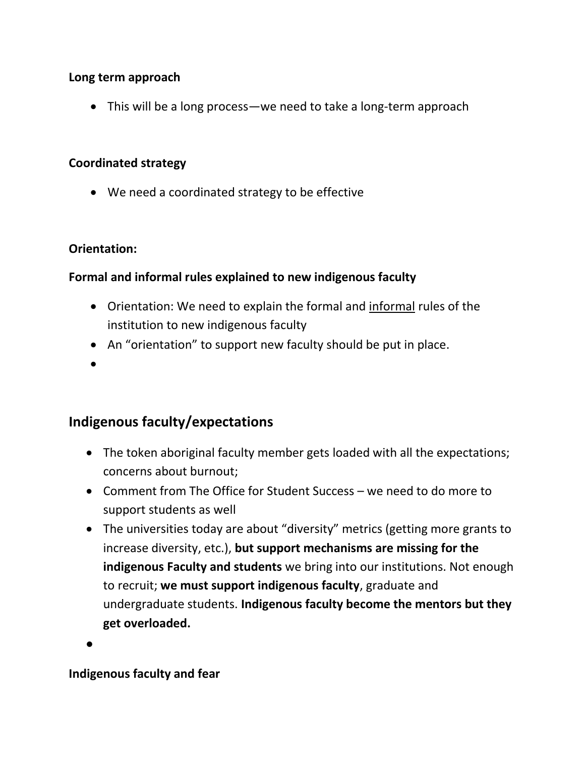**Long term approach**

- This will be a long process—we need to take a long-term approach

**Coordinated strategy**

- We need a coordinated strategy to be effective

**Orientation:**

**Formal and informal rules explained to new indigenous faculty**

- Orientation: We need to explain the formal and <u>informal</u> rules of the institution to new indigenous faculty
- An "orientation" to support new faculty should be put in place.
-

## Indigenous faculty/expectations

- The token aboriginal faculty member gets loaded with all the expectations; concerns about burnout;
- Comment from The Office for Student Success – we need to do more to support students as well
- The universities today are about "diversity" metrics (getting more grants to increase diversity, etc.), **but support mechanisms are missing for the indigenous Faculty and students** we bring into our institutions. Not enough to recruit; **we must support indigenous faculty**, graduate and undergraduate students. **Indigenous faculty become the mentors but they get overloaded.**
-

**Indigenous faculty and fear**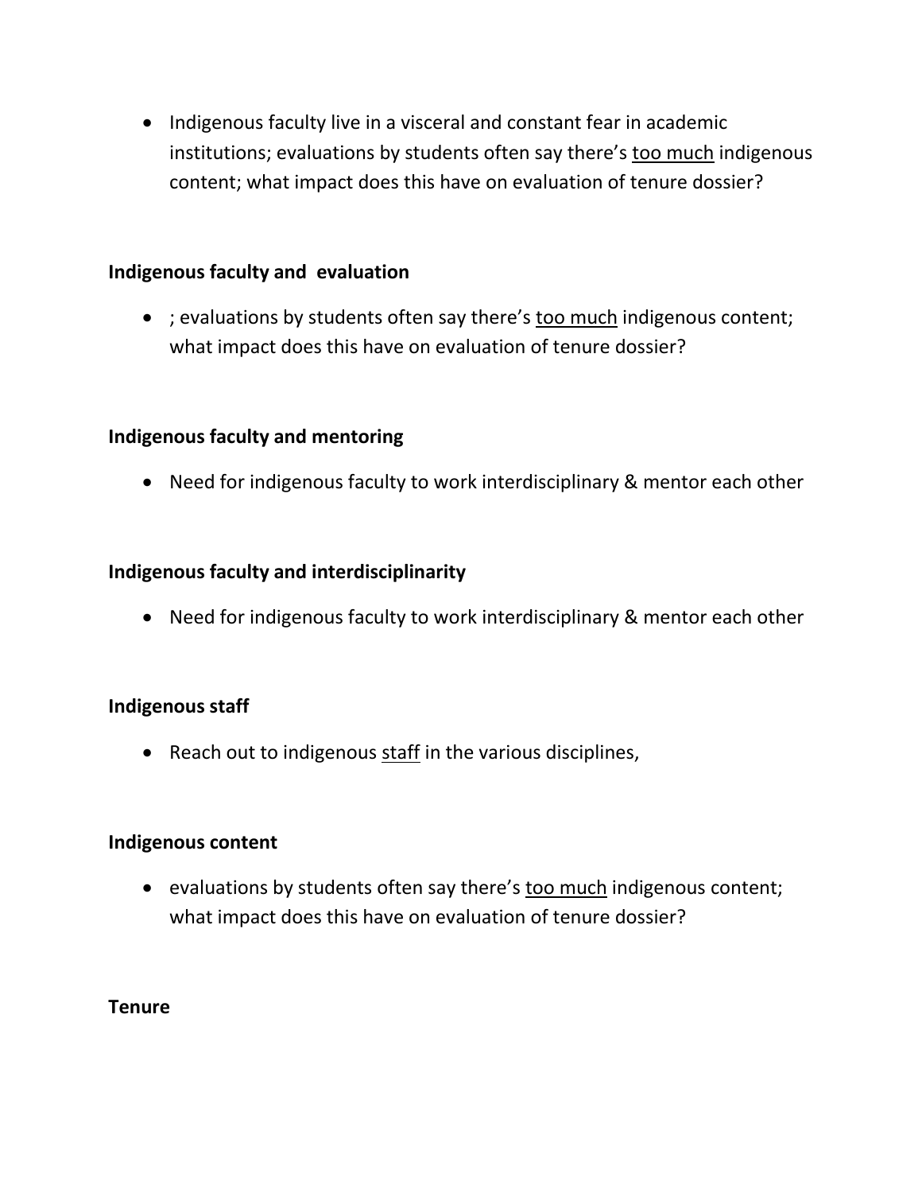- Indigenous faculty live in a visceral and constant fear in academic institutions; evaluations by students often say there's <u>too much</u> indigenous content; what impact does this have on evaluation of tenure dossier?

**Indigenous faculty and evaluation**

- ; evaluations by students often say there's <u>too much</u> indigenous content; what impact does this have on evaluation of tenure dossier?

**Indigenous faculty and mentoring**

- Need for indigenous faculty to work interdisciplinary & mentor each other

**Indigenous faculty and interdisciplinarity**

- Need for indigenous faculty to work interdisciplinary & mentor each other

**Indigenous staff**

- Reach out to indigenous <u>staff</u> in the various disciplines,

**Indigenous content**

- evaluations by students often say there's <u>too much</u> indigenous content; what impact does this have on evaluation of tenure dossier?

**Tenure**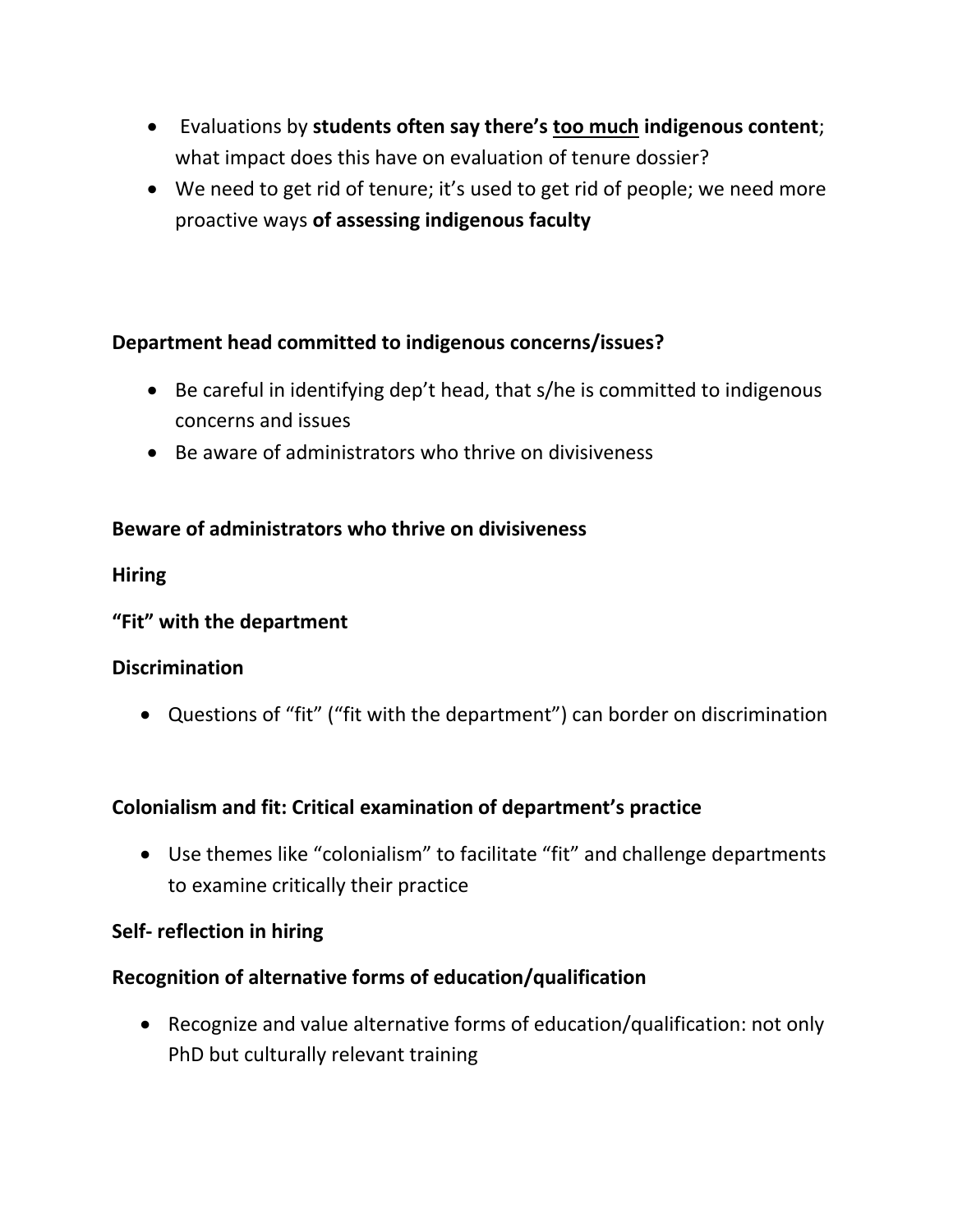- Evaluations by **students often say there's <u>too much</u> indigenous content**; what impact does this have on evaluation of tenure dossier?
- We need to get rid of tenure; it's used to get rid of people; we need more proactive ways **of assessing indigenous faculty**

**Department head committed to indigenous concerns/issues?**

- Be careful in identifying dep't head, that s/he is committed to indigenous concerns and issues
- Be aware of administrators who thrive on divisiveness

**Beware of administrators who thrive on divisiveness**

**Hiring**

**"Fit" with the department**

**Discrimination**

- Questions of "fit" ("fit with the department") can border on discrimination

**Colonialism and fit: Critical examination of department's practice**

- Use themes like "colonialism" to facilitate "fit" and challenge departments to examine critically their practice

**Self- reflection in hiring**

**Recognition of alternative forms of education/qualification**

- Recognize and value alternative forms of education/qualification: not only PhD but culturally relevant training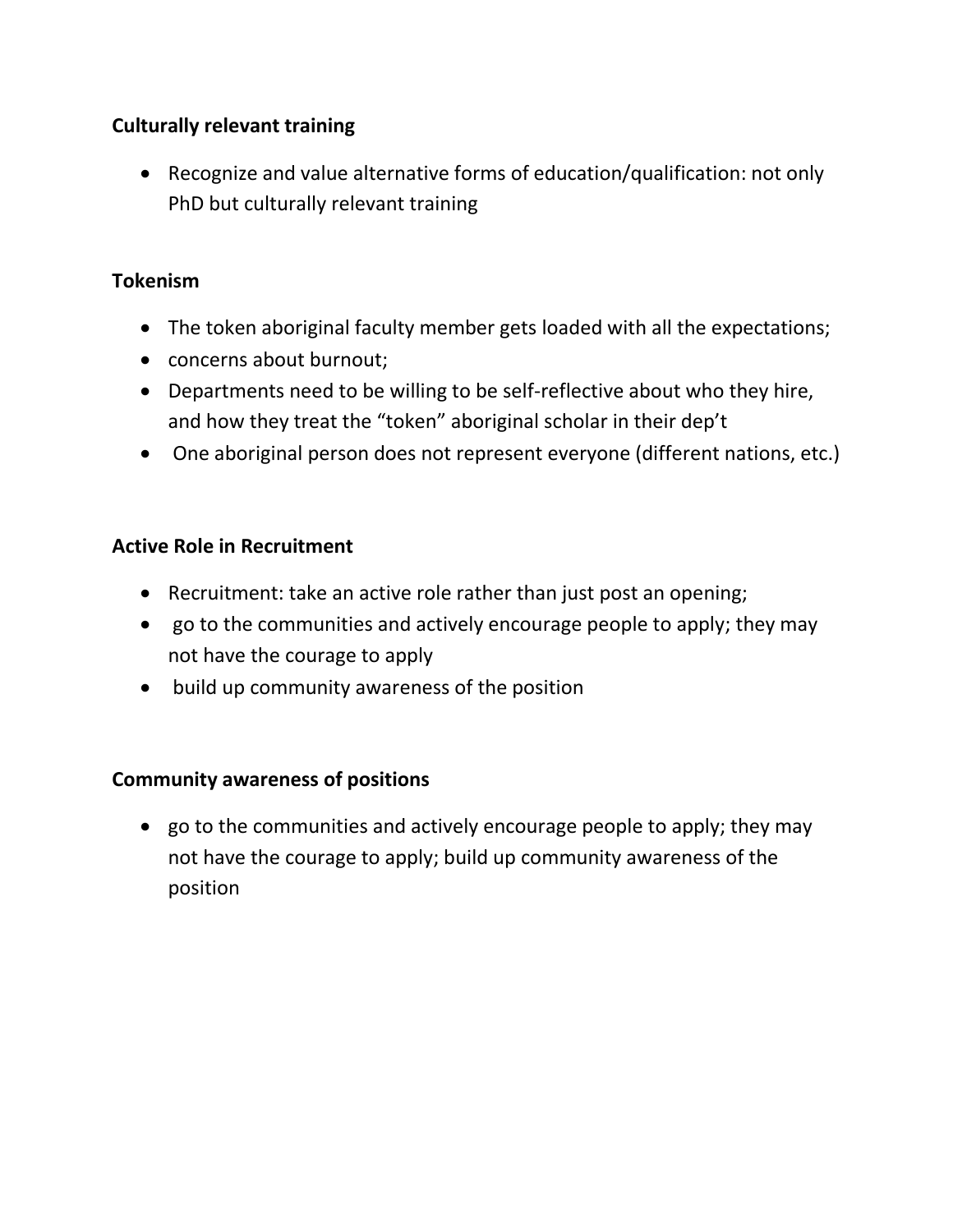**Culturally relevant training**

- Recognize and value alternative forms of education/qualification: not only PhD but culturally relevant training

**Tokenism**

- The token aboriginal faculty member gets loaded with all the expectations;
- concerns about burnout;
- Departments need to be willing to be self-reflective about who they hire, and how they treat the "token" aboriginal scholar in their dep't
- One aboriginal person does not represent everyone (different nations, etc.)

**Active Role in Recruitment**

- Recruitment: take an active role rather than just post an opening;
- go to the communities and actively encourage people to apply; they may not have the courage to apply
- build up community awareness of the position

**Community awareness of positions**

- go to the communities and actively encourage people to apply; they may not have the courage to apply; build up community awareness of the position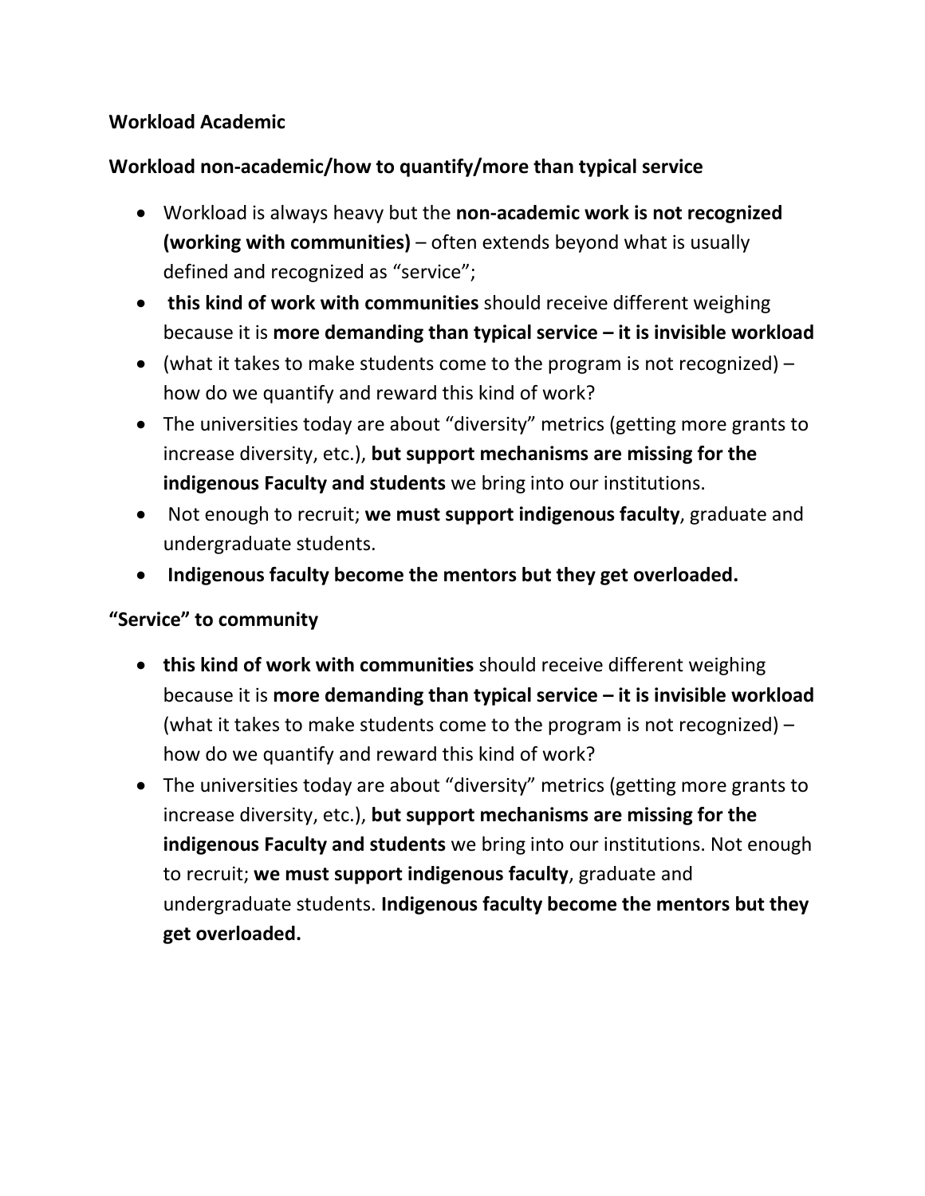**Workload Academic**

**Workload non-academic/how to quantify/more than typical service**

- Workload is always heavy but the **non-academic work is not recognized (working with communities)** – often extends beyond what is usually defined and recognized as "service";
- **this kind of work with communities** should receive different weighing because it is **more demanding than typical service – it is invisible workload**
- (what it takes to make students come to the program is not recognized) – how do we quantify and reward this kind of work?
- The universities today are about "diversity" metrics (getting more grants to increase diversity, etc.), **but support mechanisms are missing for the indigenous Faculty and students** we bring into our institutions.
- Not enough to recruit; **we must support indigenous faculty**, graduate and undergraduate students.
- **Indigenous faculty become the mentors but they get overloaded.**

**"Service" to community**

- **this kind of work with communities** should receive different weighing because it is **more demanding than typical service – it is invisible workload** (what it takes to make students come to the program is not recognized) – how do we quantify and reward this kind of work?
- The universities today are about "diversity" metrics (getting more grants to increase diversity, etc.), **but support mechanisms are missing for the indigenous Faculty and students** we bring into our institutions. Not enough to recruit; **we must support indigenous faculty**, graduate and undergraduate students. **Indigenous faculty become the mentors but they get overloaded.**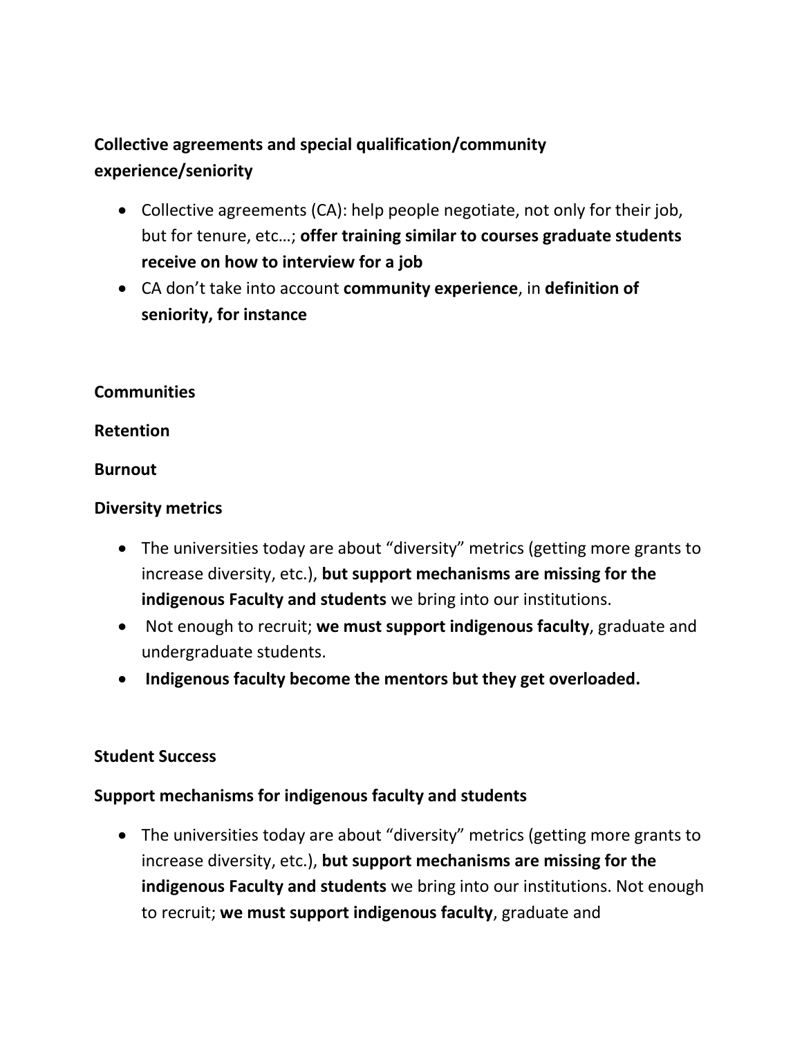**Collective agreements and special qualification/community experience/seniority**

- Collective agreements (CA): help people negotiate, not only for their job, but for tenure, etc…; **offer training similar to courses graduate students receive on how to interview for a job**
- CA don't take into account **community experience**, in **definition of seniority, for instance**

**Communities**

**Retention**

**Burnout**

**Diversity metrics**

- The universities today are about "diversity" metrics (getting more grants to increase diversity, etc.), **but support mechanisms are missing for the indigenous Faculty and students** we bring into our institutions.
- Not enough to recruit; **we must support indigenous faculty**, graduate and undergraduate students.
- **Indigenous faculty become the mentors but they get overloaded.**

**Student Success**

**Support mechanisms for indigenous faculty and students**

- The universities today are about "diversity" metrics (getting more grants to increase diversity, etc.), **but support mechanisms are missing for the indigenous Faculty and students** we bring into our institutions. Not enough to recruit; **we must support indigenous faculty**, graduate and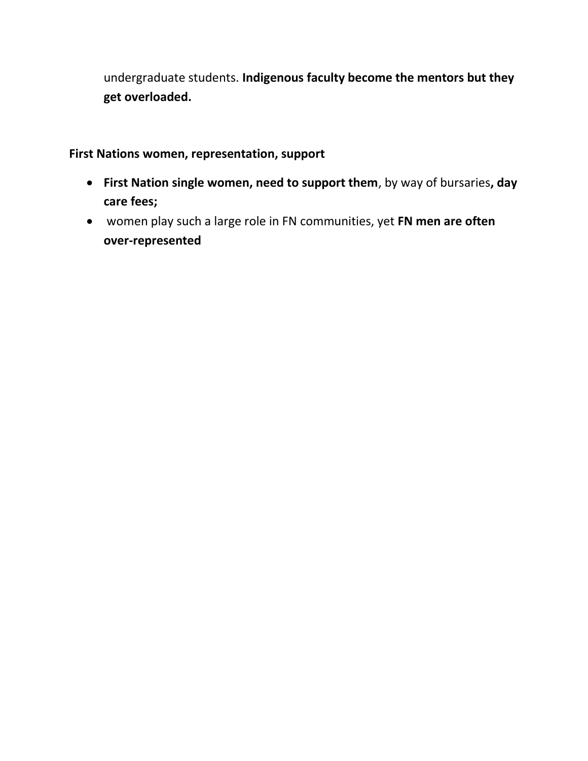undergraduate students. **Indigenous faculty become the mentors but they get overloaded.**

**First Nations women, representation, support**

- **First Nation single women, need to support them**, by way of bursaries**, day care fees;**
- women play such a large role in FN communities, yet **FN men are often over-represented**